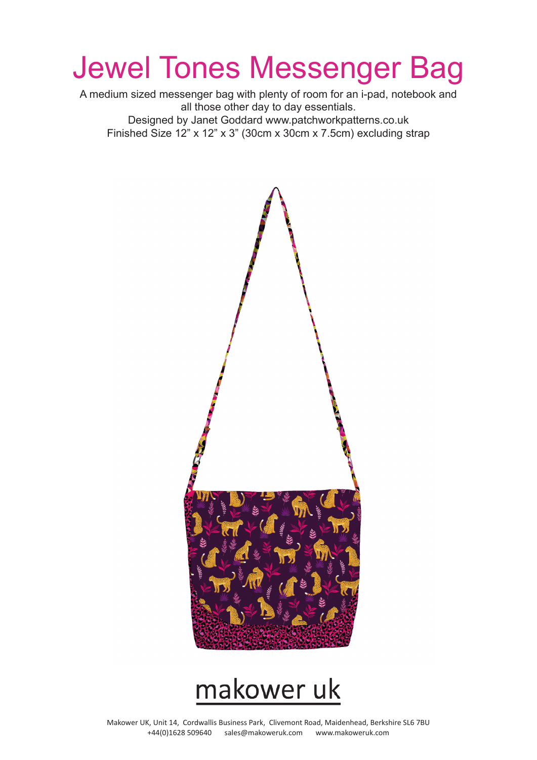# Jewel Tones Messenger Bag

A medium sized messenger bag with plenty of room for an i-pad, notebook and all those other day to day essentials.

Designed by Janet Goddard www.patchworkpatterns.co.uk

Finished Size 12” x 12” x 3” (30cm x 30cm x 7.5cm) excluding strap

makower uk

Makower UK, Unit 14, Cordwallis Business Park, Clivemont Road, Maidenhead, Berkshire SL6 7BU

+44(0)1628 509640 sales@makoweruk.com www.makoweruk.com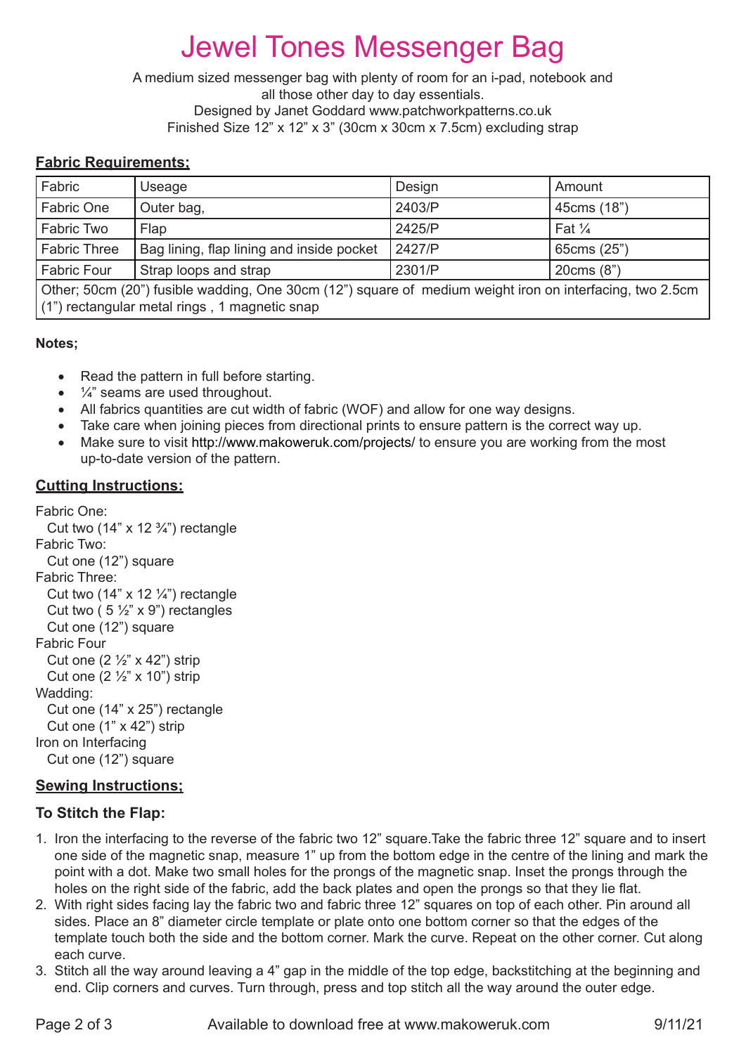# Jewel Tones Messenger Bag

A medium sized messenger bag with plenty of room for an i-pad, notebook and all those other day to day essentials.
Designed by Janet Goddard www.patchworkpatterns.co.uk
Finished Size 12" x 12" x 3" (30cm x 30cm x 7.5cm) excluding strap

## Fabric Requirements;

| Fabric | Useage | Design | Amount |
|---|---|---|---|
| Fabric One | Outer bag, | 2403/P | 45cms (18") |
| Fabric Two | Flap | 2425/P | Fat ¼ |
| Fabric Three | Bag lining, flap lining and inside pocket | 2427/P | 65cms (25") |
| Fabric Four | Strap loops and strap | 2301/P | 20cms (8") |
| Other; 50cm (20") fusible wadding, One 30cm (12") square of medium weight iron on interfacing, two 2.5cm (1") rectangular metal rings , 1 magnetic snap | | | |

**Notes;**

- Read the pattern in full before starting.
- ¼" seams are used throughout.
- All fabrics quantities are cut width of fabric (WOF) and allow for one way designs.
- Take care when joining pieces from directional prints to ensure pattern is the correct way up.
- Make sure to visit http://www.makoweruk.com/projects/ to ensure you are working from the most up-to-date version of the pattern.

## Cutting Instructions:

Fabric One:
  Cut two (14" x 12 ¾") rectangle
Fabric Two:
  Cut one (12") square
Fabric Three:
  Cut two (14" x 12 ¼") rectangle
  Cut two ( 5 ½" x 9") rectangles
  Cut one (12") square
Fabric Four
  Cut one (2 ½" x 42") strip
  Cut one (2 ½" x 10") strip
Wadding:
  Cut one (14" x 25") rectangle
  Cut one (1" x 42") strip
Iron on Interfacing
  Cut one (12") square

## Sewing Instructions;

### To Stitch the Flap:

1. Iron the interfacing to the reverse of the fabric two 12" square.Take the fabric three 12" square and to insert one side of the magnetic snap, measure 1" up from the bottom edge in the centre of the lining and mark the point with a dot. Make two small holes for the prongs of the magnetic snap. Inset the prongs through the holes on the right side of the fabric, add the back plates and open the prongs so that they lie flat.
2. With right sides facing lay the fabric two and fabric three 12" squares on top of each other. Pin around all sides. Place an 8" diameter circle template or plate onto one bottom corner so that the edges of the template touch both the side and the bottom corner. Mark the curve. Repeat on the other corner. Cut along each curve.
3. Stitch all the way around leaving a 4" gap in the middle of the top edge, backstitching at the beginning and end. Clip corners and curves. Turn through, press and top stitch all the way around the outer edge.

Available to download free at www.makoweruk.com 9/11/21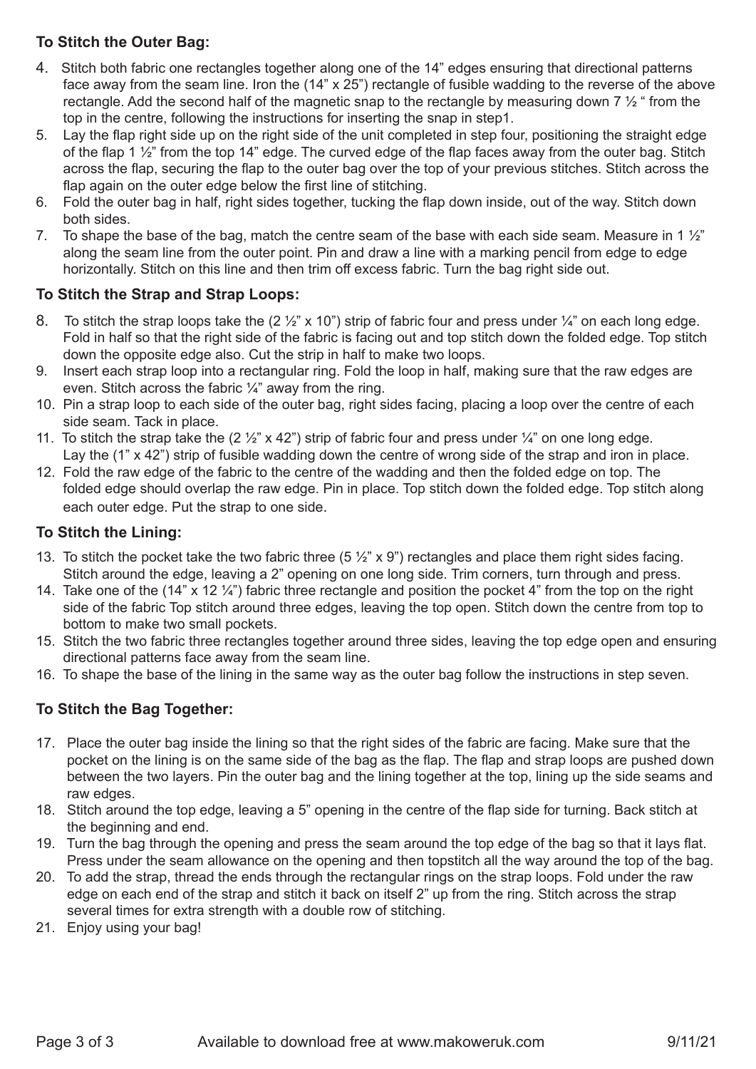### To Stitch the Outer Bag:

4. Stitch both fabric one rectangles together along one of the 14” edges ensuring that directional patterns face away from the seam line. Iron the (14” x 25”) rectangle of fusible wadding to the reverse of the above rectangle. Add the second half of the magnetic snap to the rectangle by measuring down 7 ½ “ from the top in the centre, following the instructions for inserting the snap in step1.
5. Lay the flap right side up on the right side of the unit completed in step four, positioning the straight edge of the flap 1 ½” from the top 14” edge. The curved edge of the flap faces away from the outer bag. Stitch across the flap, securing the flap to the outer bag over the top of your previous stitches. Stitch across the flap again on the outer edge below the first line of stitching.
6. Fold the outer bag in half, right sides together, tucking the flap down inside, out of the way. Stitch down both sides.
7. To shape the base of the bag, match the centre seam of the base with each side seam. Measure in 1 ½” along the seam line from the outer point. Pin and draw a line with a marking pencil from edge to edge horizontally. Stitch on this line and then trim off excess fabric. Turn the bag right side out.

### To Stitch the Strap and Strap Loops:

8. To stitch the strap loops take the (2 ½” x 10”) strip of fabric four and press under ¼” on each long edge. Fold in half so that the right side of the fabric is facing out and top stitch down the folded edge. Top stitch down the opposite edge also. Cut the strip in half to make two loops.
9. Insert each strap loop into a rectangular ring. Fold the loop in half, making sure that the raw edges are even. Stitch across the fabric ¼” away from the ring.
10. Pin a strap loop to each side of the outer bag, right sides facing, placing a loop over the centre of each side seam. Tack in place.
11. To stitch the strap take the (2 ½” x 42”) strip of fabric four and press under ¼” on one long edge. Lay the (1” x 42”) strip of fusible wadding down the centre of wrong side of the strap and iron in place.
12. Fold the raw edge of the fabric to the centre of the wadding and then the folded edge on top. The folded edge should overlap the raw edge. Pin in place. Top stitch down the folded edge. Top stitch along each outer edge. Put the strap to one side.

### To Stitch the Lining:

13. To stitch the pocket take the two fabric three (5 ½” x 9”) rectangles and place them right sides facing. Stitch around the edge, leaving a 2” opening on one long side. Trim corners, turn through and press.
14. Take one of the (14” x 12 ¼”) fabric three rectangle and position the pocket 4” from the top on the right side of the fabric Top stitch around three edges, leaving the top open. Stitch down the centre from top to bottom to make two small pockets.
15. Stitch the two fabric three rectangles together around three sides, leaving the top edge open and ensuring directional patterns face away from the seam line.
16. To shape the base of the lining in the same way as the outer bag follow the instructions in step seven.

### To Stitch the Bag Together:

17. Place the outer bag inside the lining so that the right sides of the fabric are facing. Make sure that the pocket on the lining is on the same side of the bag as the flap. The flap and strap loops are pushed down between the two layers. Pin the outer bag and the lining together at the top, lining up the side seams and raw edges.
18. Stitch around the top edge, leaving a 5” opening in the centre of the flap side for turning. Back stitch at the beginning and end.
19. Turn the bag through the opening and press the seam around the top edge of the bag so that it lays flat. Press under the seam allowance on the opening and then topstitch all the way around the top of the bag.
20. To add the strap, thread the ends through the rectangular rings on the strap loops. Fold under the raw edge on each end of the strap and stitch it back on itself 2” up from the ring. Stitch across the strap several times for extra strength with a double row of stitching.
21. Enjoy using your bag!

Available to download free at www.makoweruk.com 9/11/21